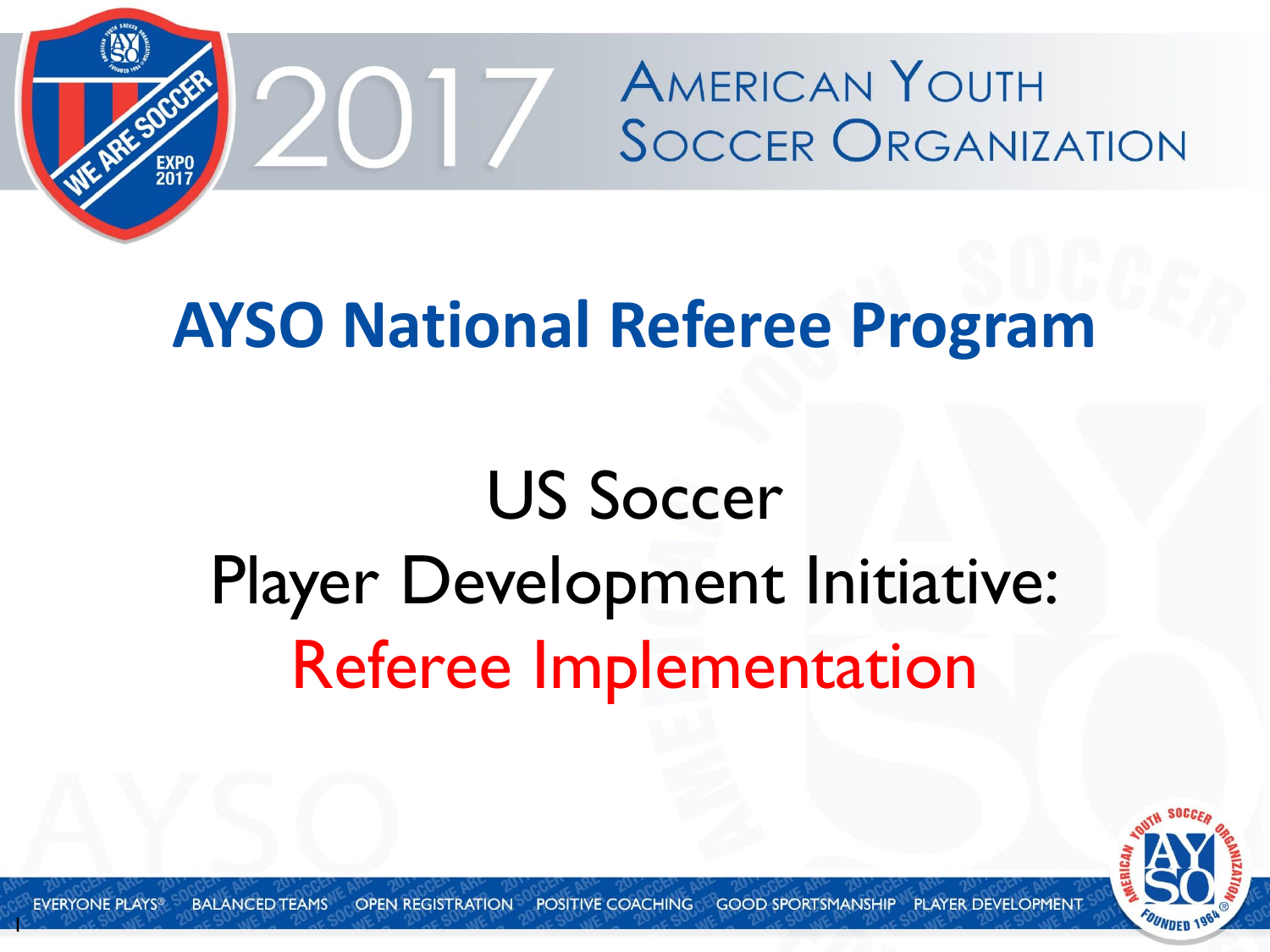2017 American Youth Soccer Organization

# AYSO National Referee Program

## US Soccer
## Player Development Initiative:
## Referee Implementation

EVERYONE PLAYS® BALANCED TEAMS OPEN REGISTRATION POSITIVE COACHING GOOD SPORTSMANSHIP PLAYER DEVELOPMENT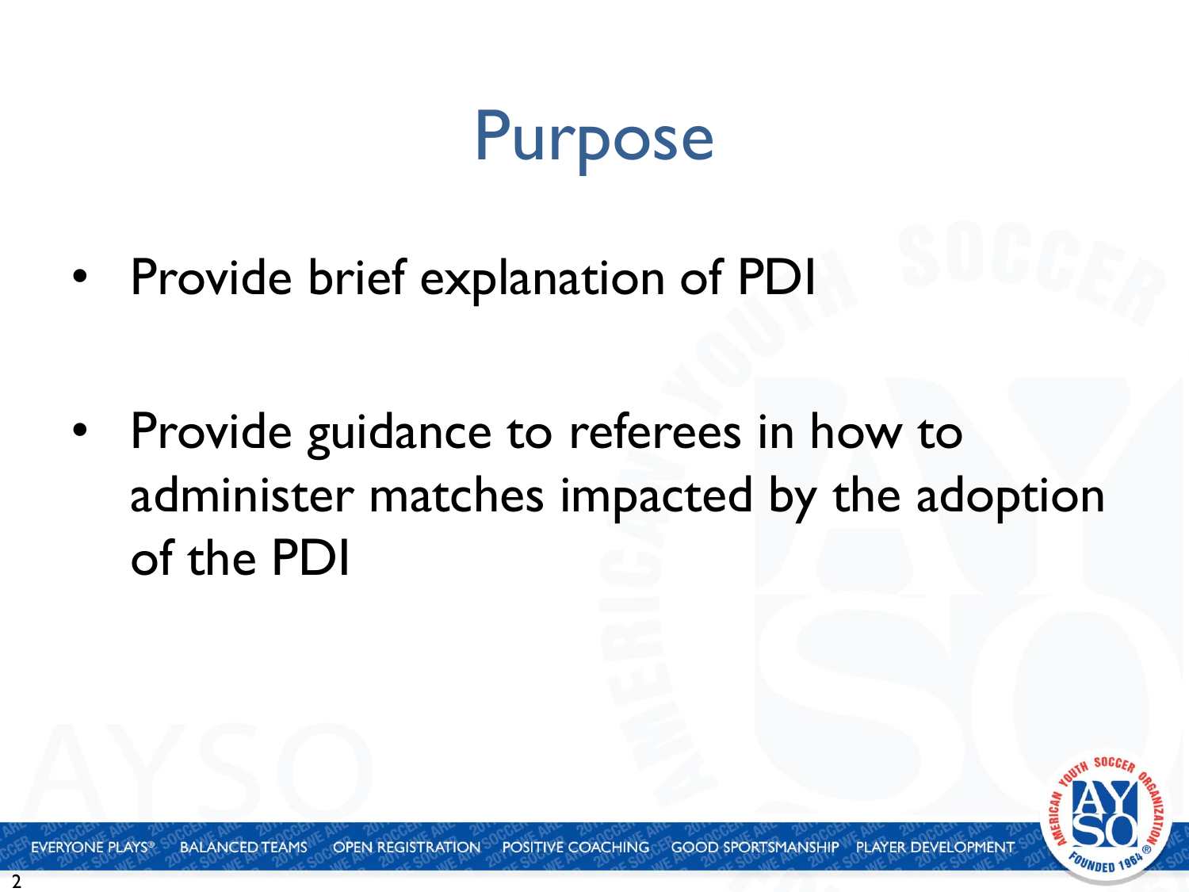# Purpose

- Provide brief explanation of PDI
- Provide guidance to referees in how to administer matches impacted by the adoption of the PDI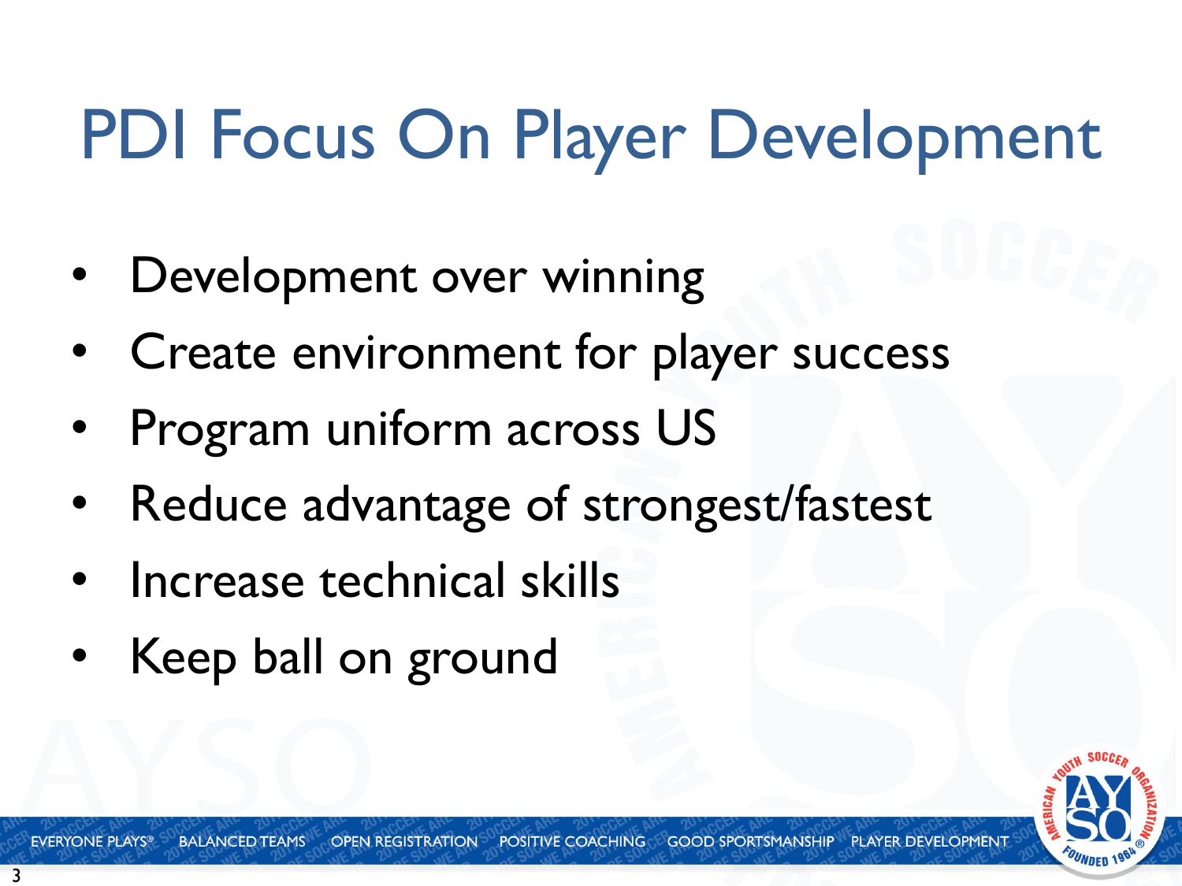# PDI Focus On Player Development

- Development over winning
- Create environment for player success
- Program uniform across US
- Reduce advantage of strongest/fastest
- Increase technical skills
- Keep ball on ground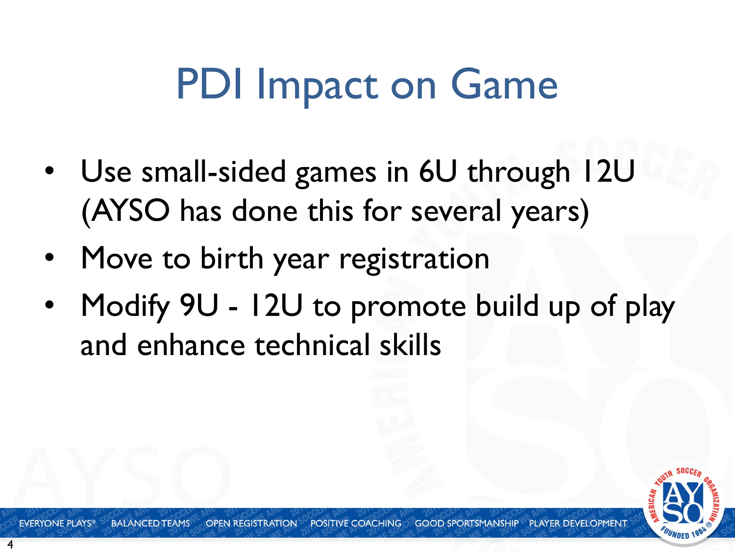# PDI Impact on Game

- Use small-sided games in 6U through 12U (AYSO has done this for several years)
- Move to birth year registration
- Modify 9U - 12U to promote build up of play and enhance technical skills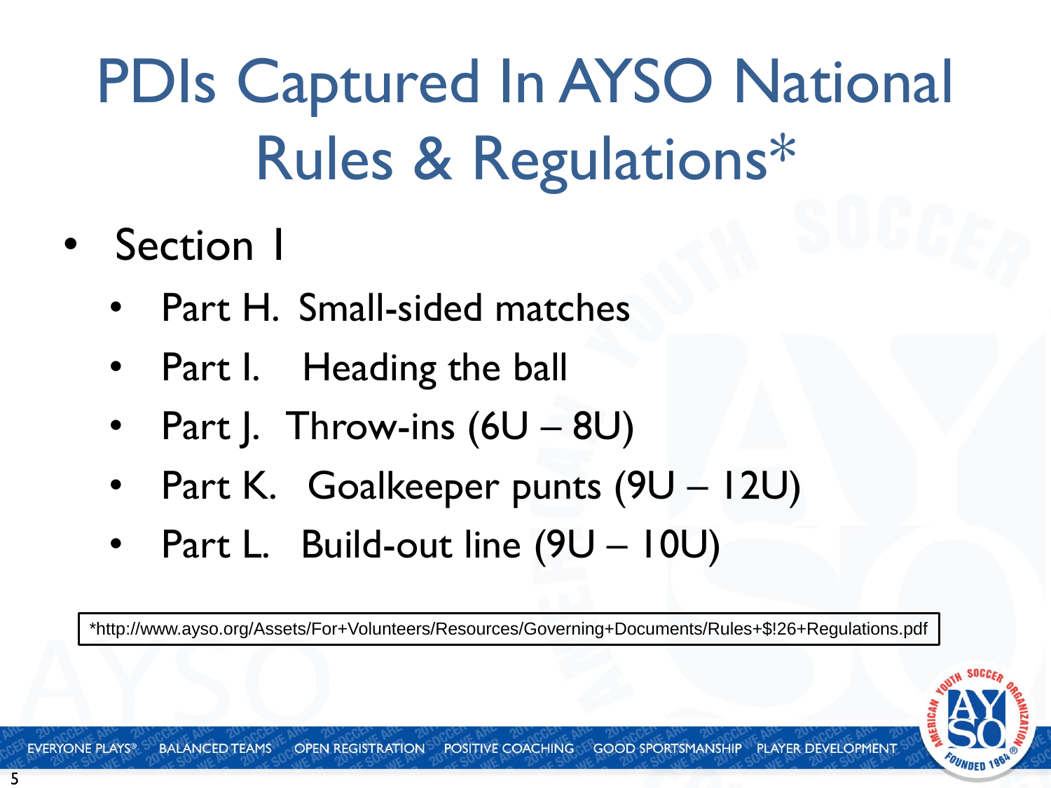# PDIs Captured In AYSO National Rules & Regulations*

- Section I
  - Part H. Small-sided matches
  - Part I. Heading the ball
  - Part J. Throw-ins (6U – 8U)
  - Part K. Goalkeeper punts (9U – 12U)
  - Part L. Build-out line (9U – 10U)

*http://www.ayso.org/Assets/For+Volunteers/Resources/Governing+Documents/Rules+$!26+Regulations.pdf

EVERYONE PLAYS® BALANCED TEAMS OPEN REGISTRATION POSITIVE COACHING GOOD SPORTSMANSHIP PLAYER DEVELOPMENT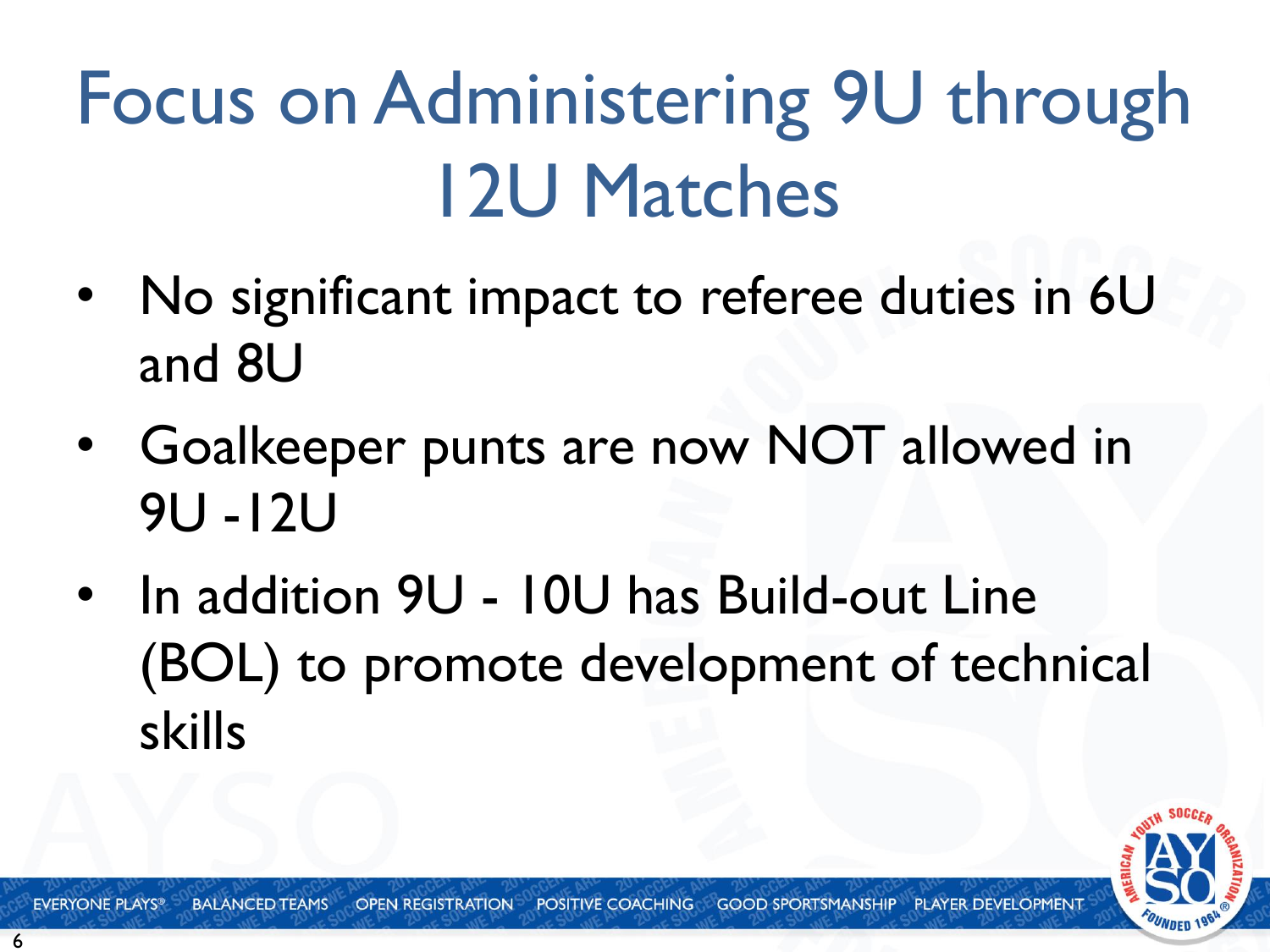# Focus on Administering 9U through 12U Matches

- No significant impact to referee duties in 6U and 8U
- Goalkeeper punts are now NOT allowed in 9U -12U
- In addition 9U - 10U has Build-out Line (BOL) to promote development of technical skills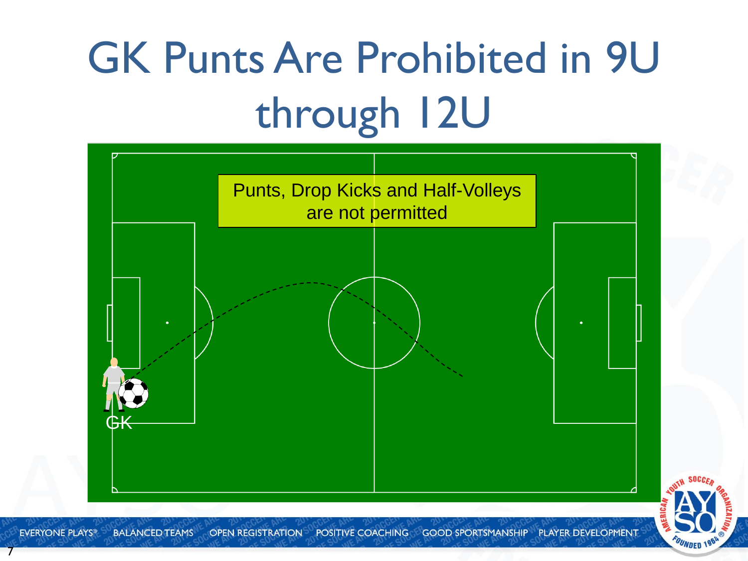# GK Punts Are Prohibited in 9U through 12U

Punts, Drop Kicks and Half-Volleys are not permitted

GK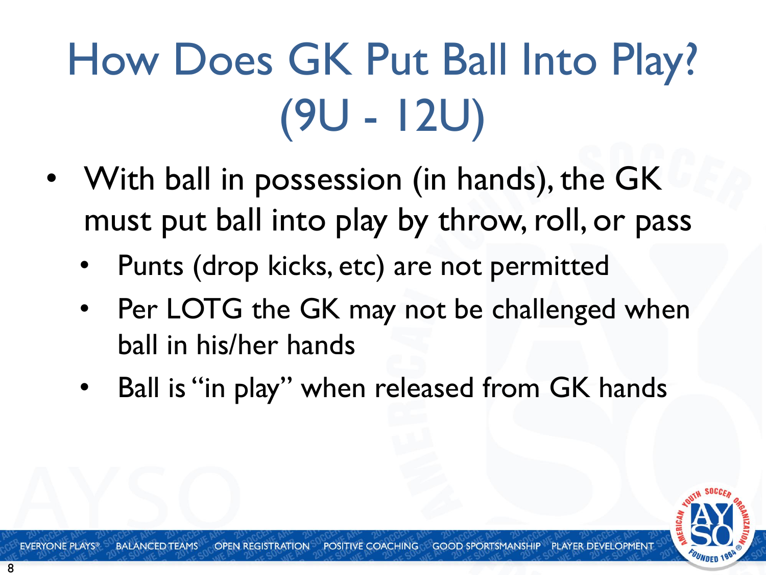# How Does GK Put Ball Into Play? (9U - 12U)

- With ball in possession (in hands), the GK must put ball into play by throw, roll, or pass
  - Punts (drop kicks, etc) are not permitted
  - Per LOTG the GK may not be challenged when ball in his/her hands
  - Ball is "in play" when released from GK hands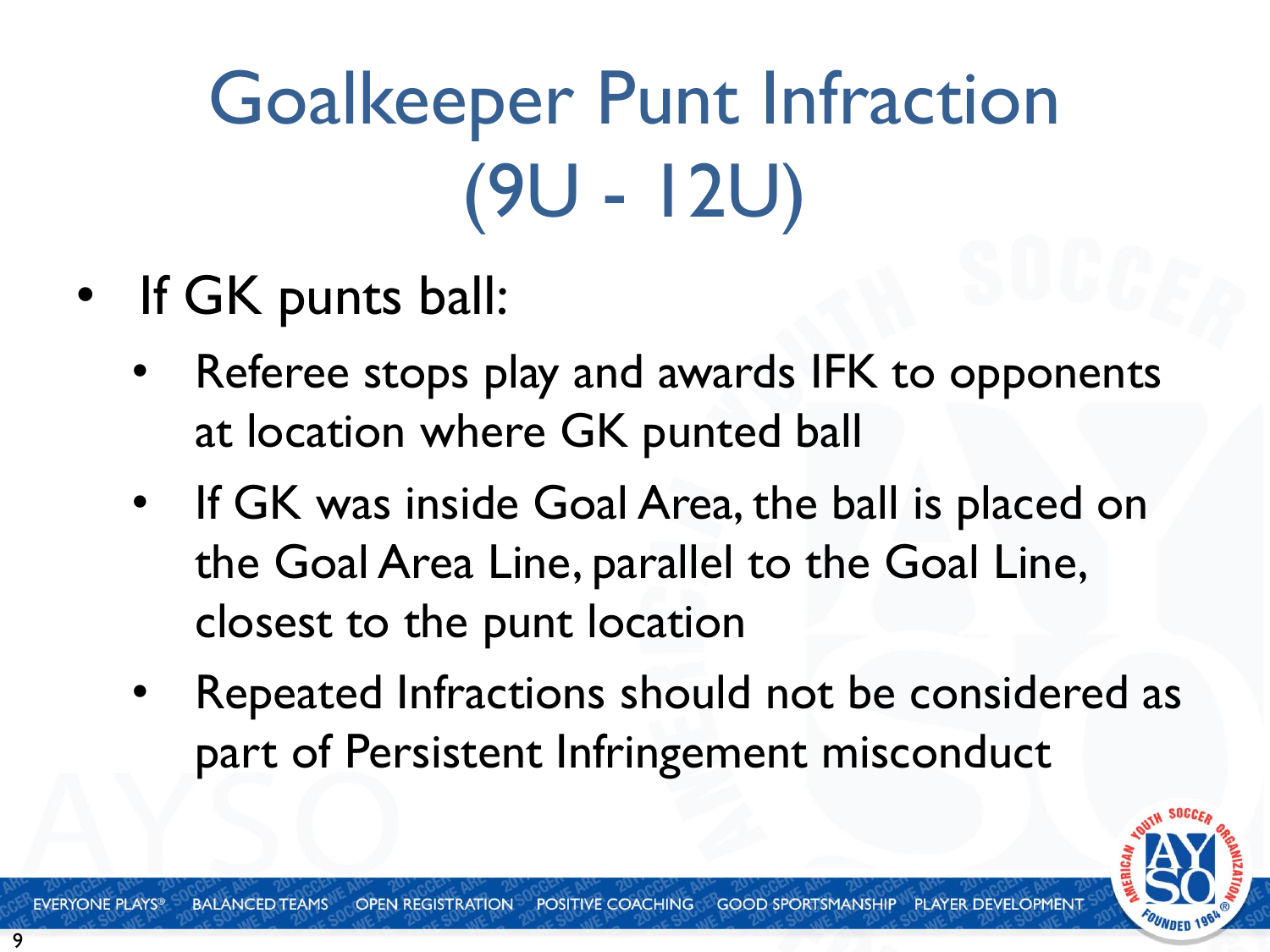# Goalkeeper Punt Infraction (9U - 12U)

- If GK punts ball:
  - Referee stops play and awards IFK to opponents at location where GK punted ball
  - If GK was inside Goal Area, the ball is placed on the Goal Area Line, parallel to the Goal Line, closest to the punt location
  - Repeated Infractions should not be considered as part of Persistent Infringement misconduct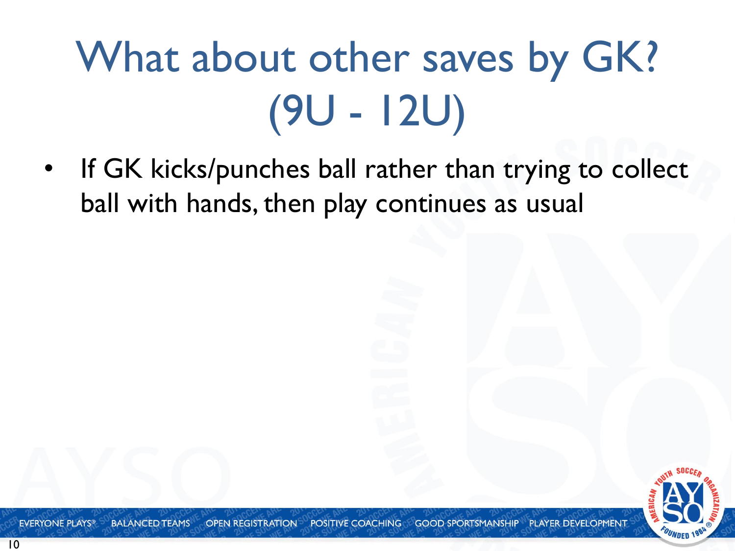# What about other saves by GK? (9U - 12U)

- If GK kicks/punches ball rather than trying to collect ball with hands, then play continues as usual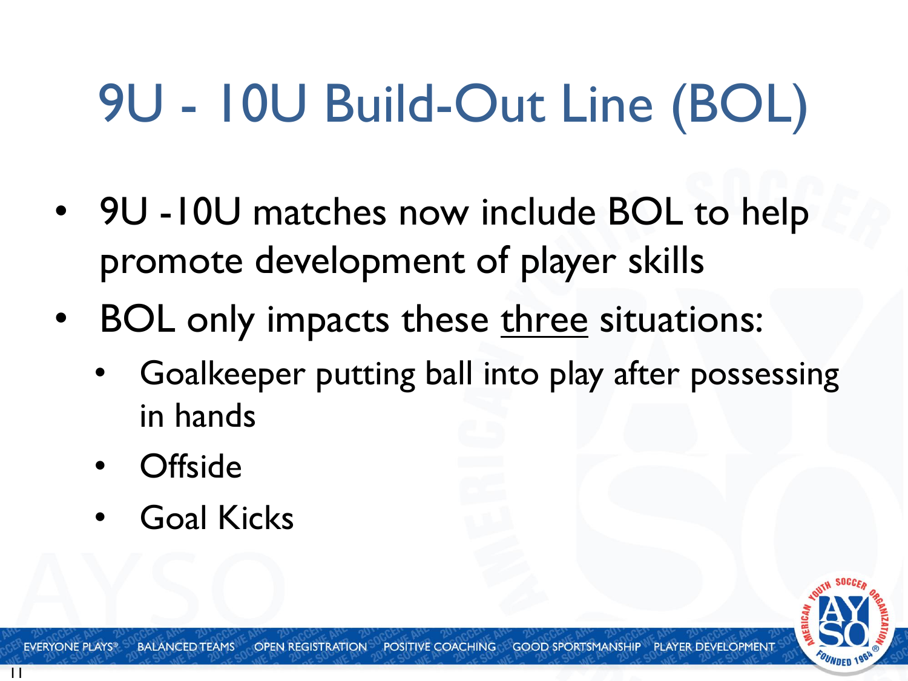# 9U - 10U Build-Out Line (BOL)

- 9U -10U matches now include BOL to help promote development of player skills
- BOL only impacts these <u>three</u> situations:
  - Goalkeeper putting ball into play after possessing in hands
  - Offside
  - Goal Kicks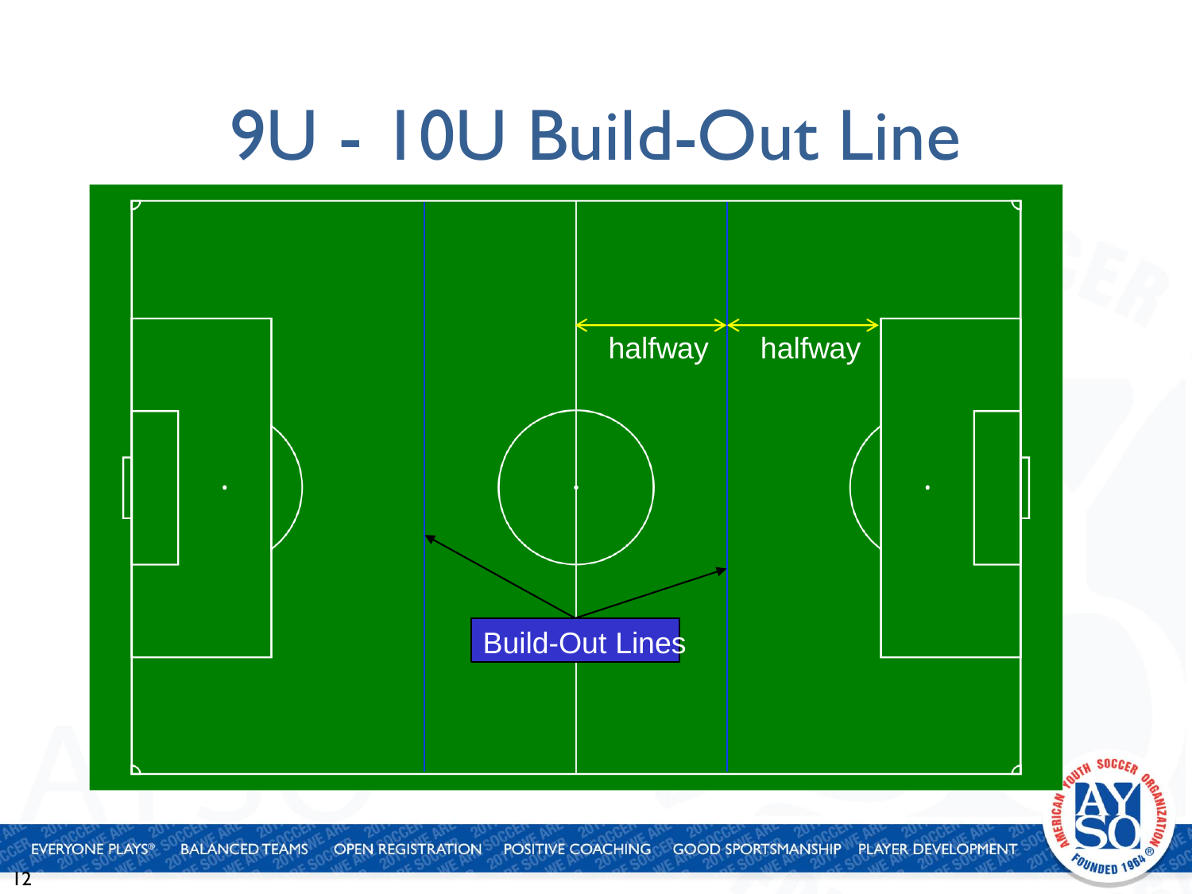# 9U - 10U Build-Out Line

halfway halfway

Build-Out Lines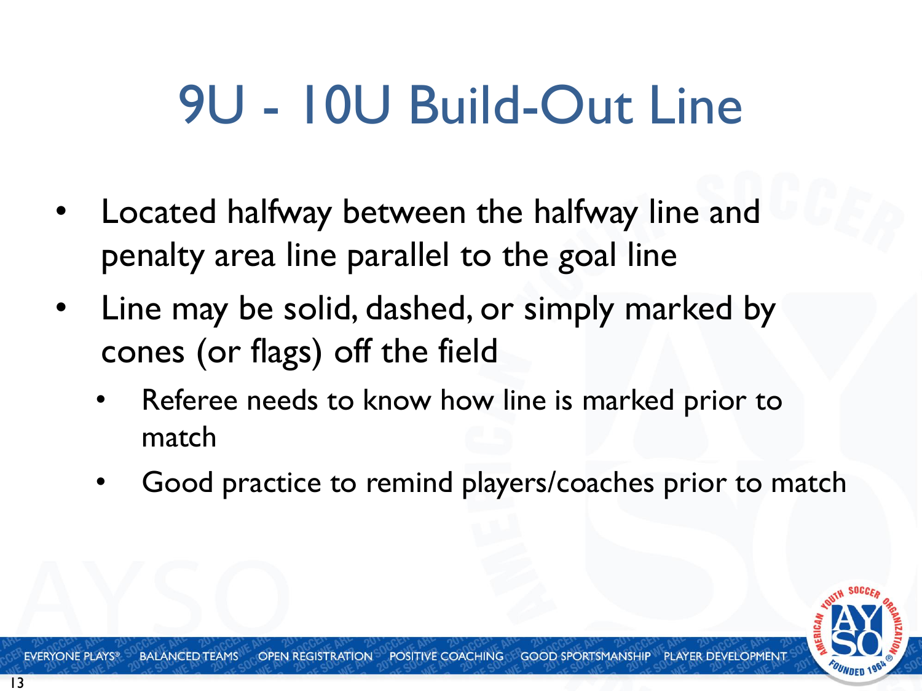# 9U - 10U Build-Out Line

- Located halfway between the halfway line and penalty area line parallel to the goal line
- Line may be solid, dashed, or simply marked by cones (or flags) off the field
  - Referee needs to know how line is marked prior to match
  - Good practice to remind players/coaches prior to match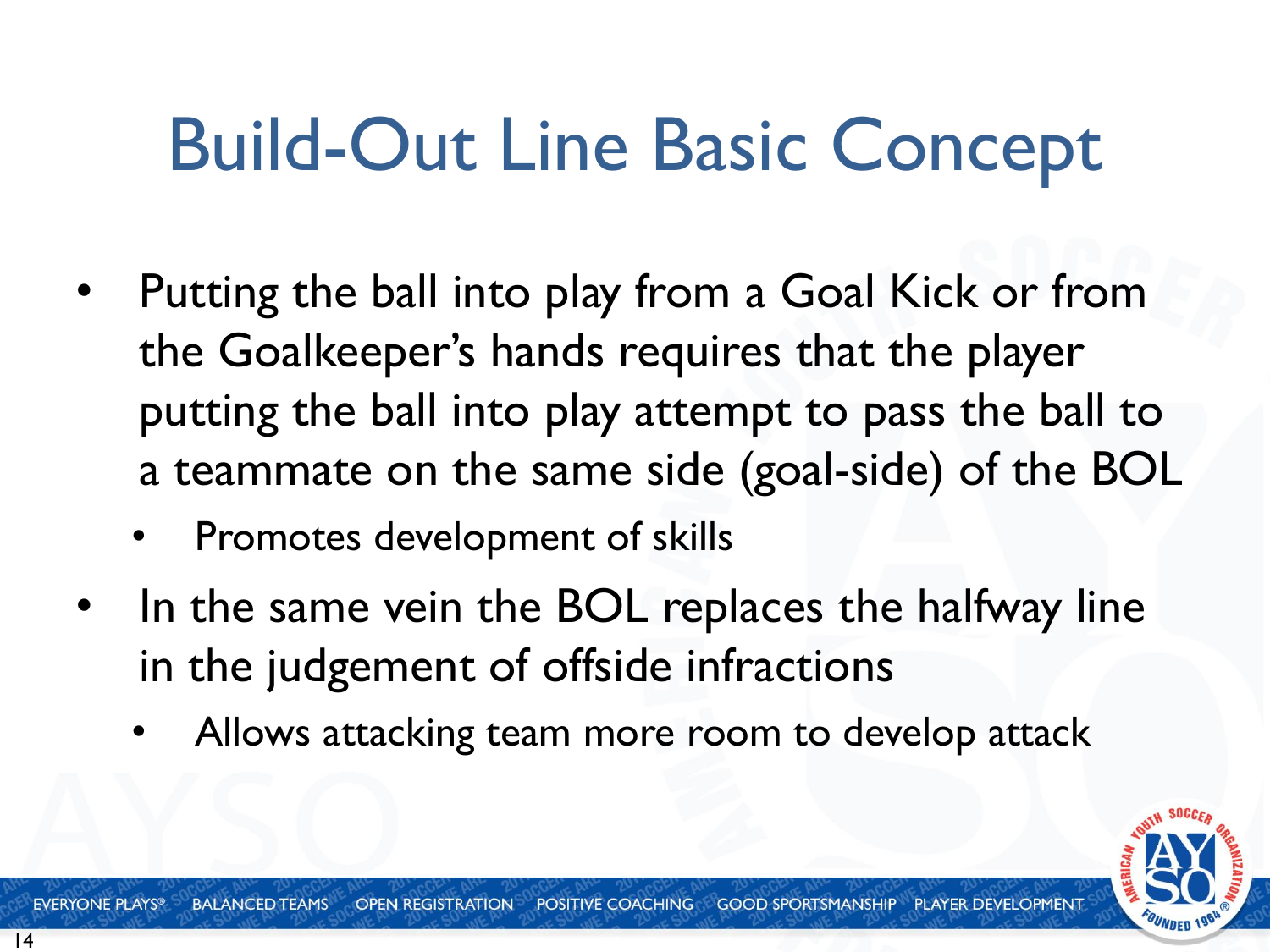# Build-Out Line Basic Concept

- Putting the ball into play from a Goal Kick or from the Goalkeeper's hands requires that the player putting the ball into play attempt to pass the ball to a teammate on the same side (goal-side) of the BOL
  - Promotes development of skills
- In the same vein the BOL replaces the halfway line in the judgement of offside infractions
  - Allows attacking team more room to develop attack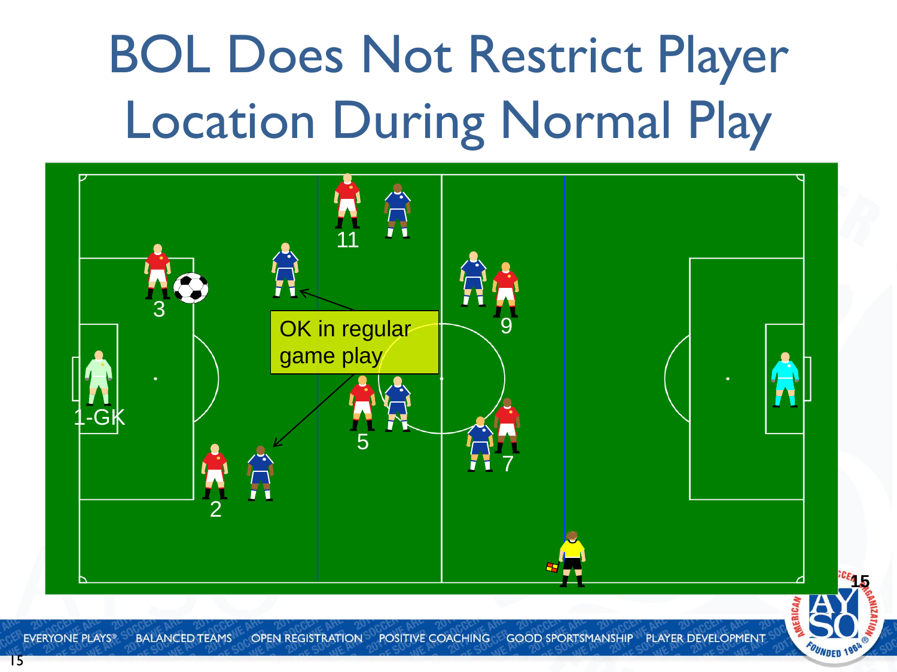# BOL Does Not Restrict Player Location During Normal Play

OK in regular game play

11

3

9

1-GK

5

7

2

EVERYONE PLAYS® BALANCED TEAMS OPEN REGISTRATION POSITIVE COACHING GOOD SPORTSMANSHIP PLAYER DEVELOPMENT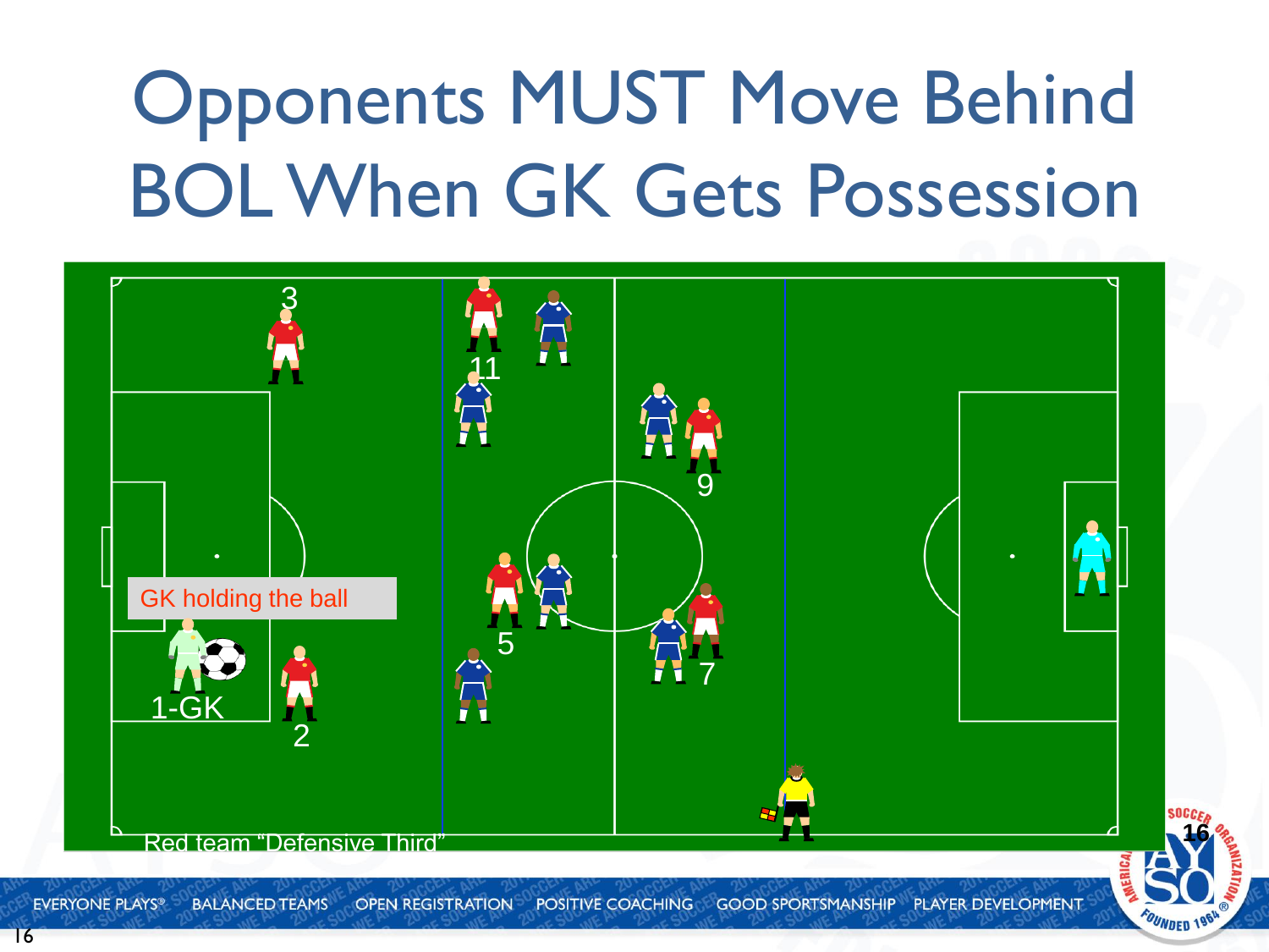# Opponents MUST Move Behind BOL When GK Gets Possession

GK holding the ball

1-GK

Red team "Defensive Third"

EVERYONE PLAYS® BALANCED TEAMS OPEN REGISTRATION POSITIVE COACHING GOOD SPORTSMANSHIP PLAYER DEVELOPMENT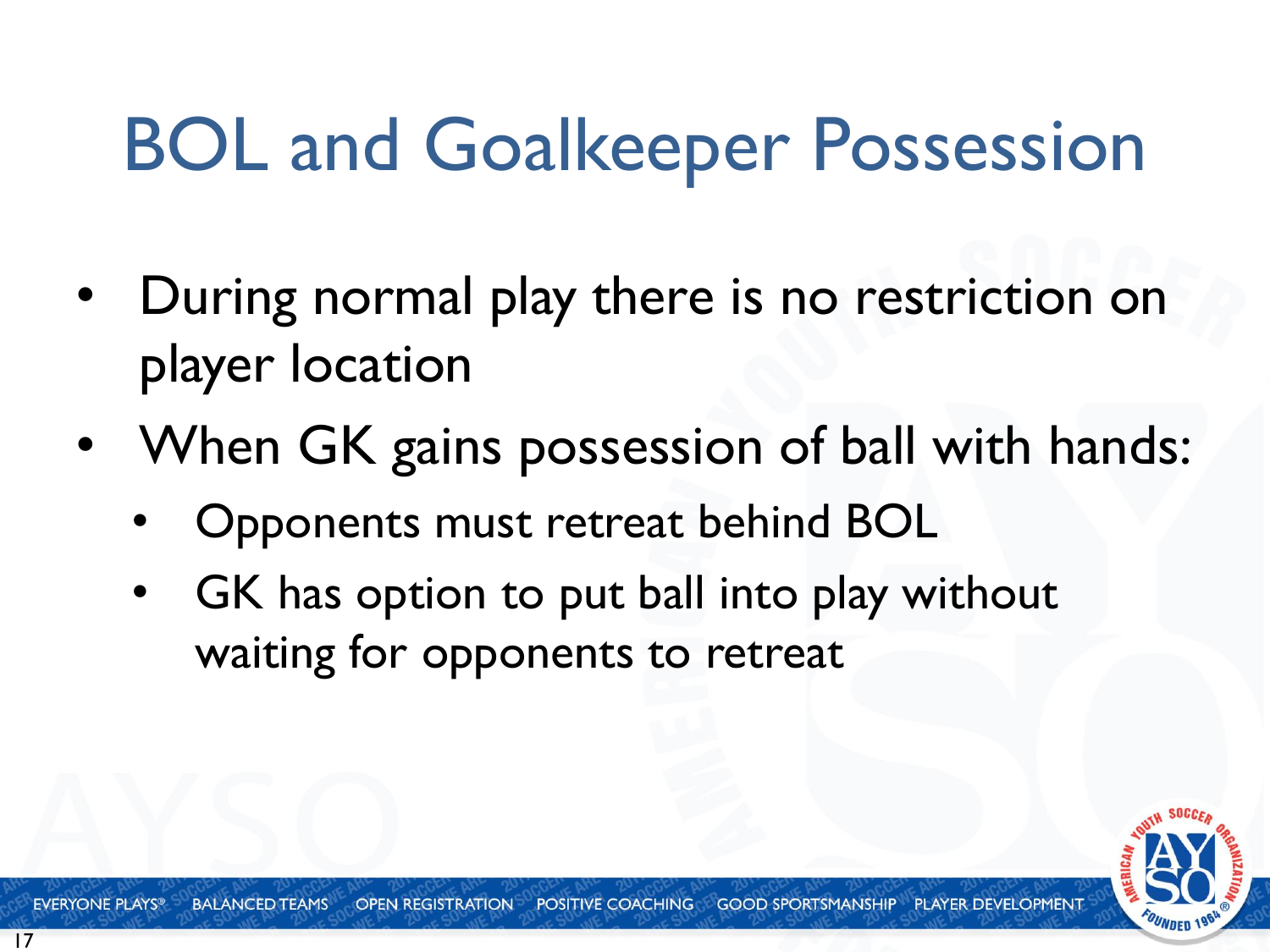# BOL and Goalkeeper Possession

- During normal play there is no restriction on player location
- When GK gains possession of ball with hands:
  - Opponents must retreat behind BOL
  - GK has option to put ball into play without waiting for opponents to retreat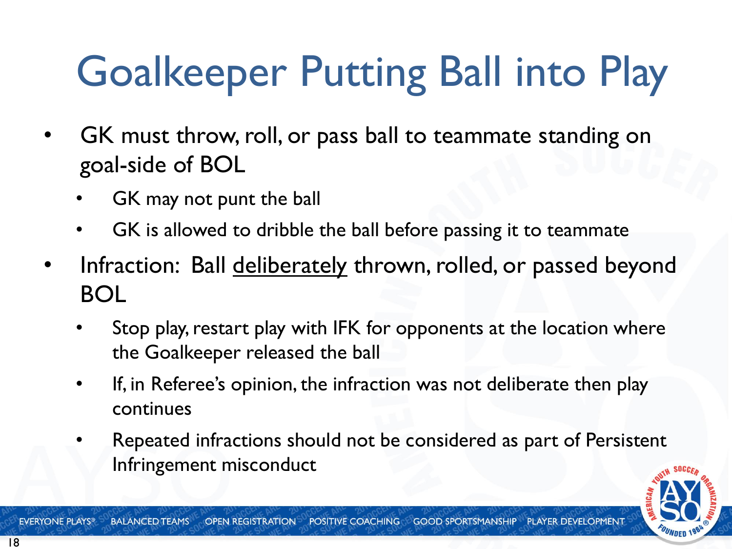# Goalkeeper Putting Ball into Play

- GK must throw, roll, or pass ball to teammate standing on goal-side of BOL
  - GK may not punt the ball
  - GK is allowed to dribble the ball before passing it to teammate
- Infraction: Ball <u>deliberately</u> thrown, rolled, or passed beyond BOL
  - Stop play, restart play with IFK for opponents at the location where the Goalkeeper released the ball
  - If, in Referee's opinion, the infraction was not deliberate then play continues
  - Repeated infractions should not be considered as part of Persistent Infringement misconduct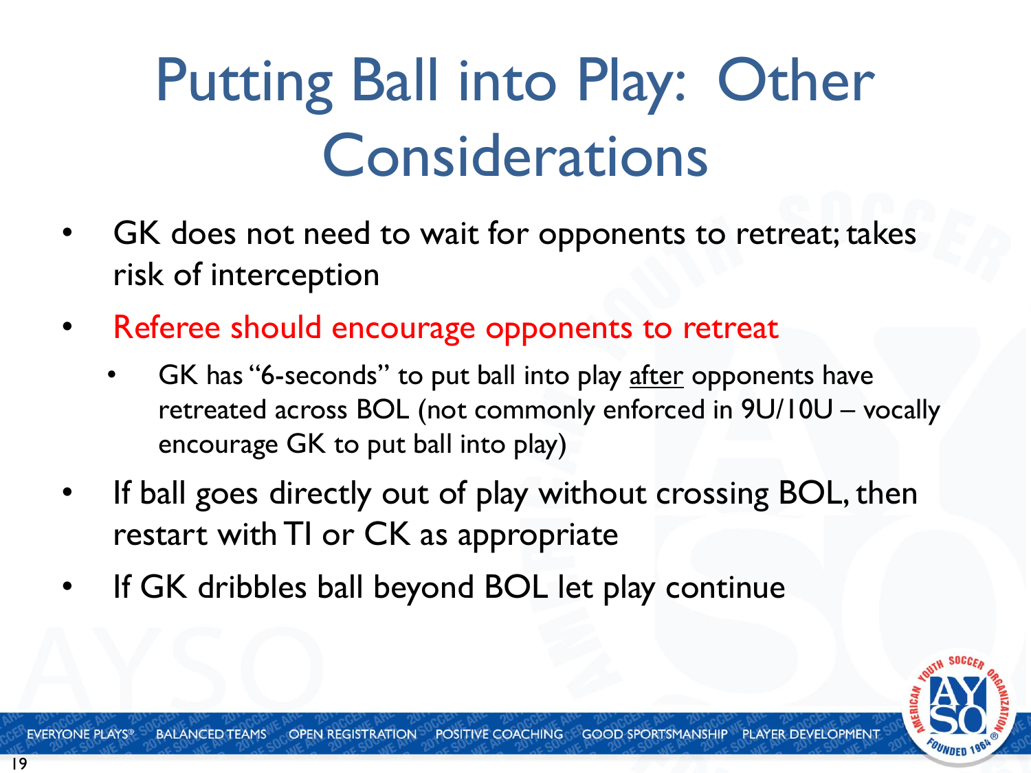# Putting Ball into Play: Other Considerations

- GK does not need to wait for opponents to retreat; takes risk of interception
- Referee should encourage opponents to retreat
  - GK has "6-seconds" to put ball into play after opponents have retreated across BOL (not commonly enforced in 9U/10U – vocally encourage GK to put ball into play)
- If ball goes directly out of play without crossing BOL, then restart with TI or CK as appropriate
- If GK dribbles ball beyond BOL let play continue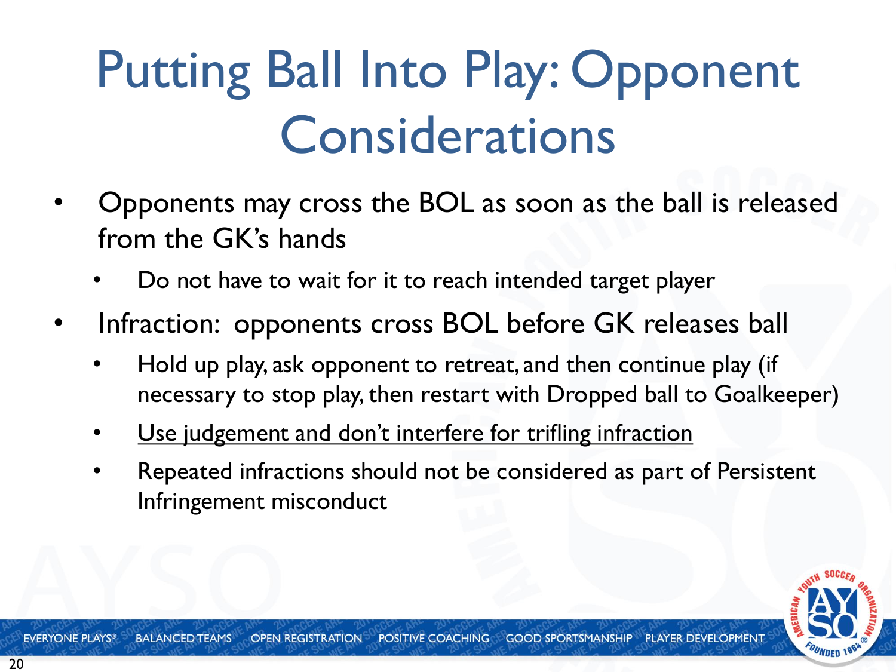# Putting Ball Into Play: Opponent Considerations

- Opponents may cross the BOL as soon as the ball is released from the GK's hands
  - Do not have to wait for it to reach intended target player
- Infraction: opponents cross BOL before GK releases ball
  - Hold up play, ask opponent to retreat, and then continue play (if necessary to stop play, then restart with Dropped ball to Goalkeeper)
  - <u>Use judgement and don't interfere for trifling infraction</u>
  - Repeated infractions should not be considered as part of Persistent Infringement misconduct

EVERYONE PLAYS® BALANCED TEAMS OPEN REGISTRATION POSITIVE COACHING GOOD SPORTSMANSHIP PLAYER DEVELOPMENT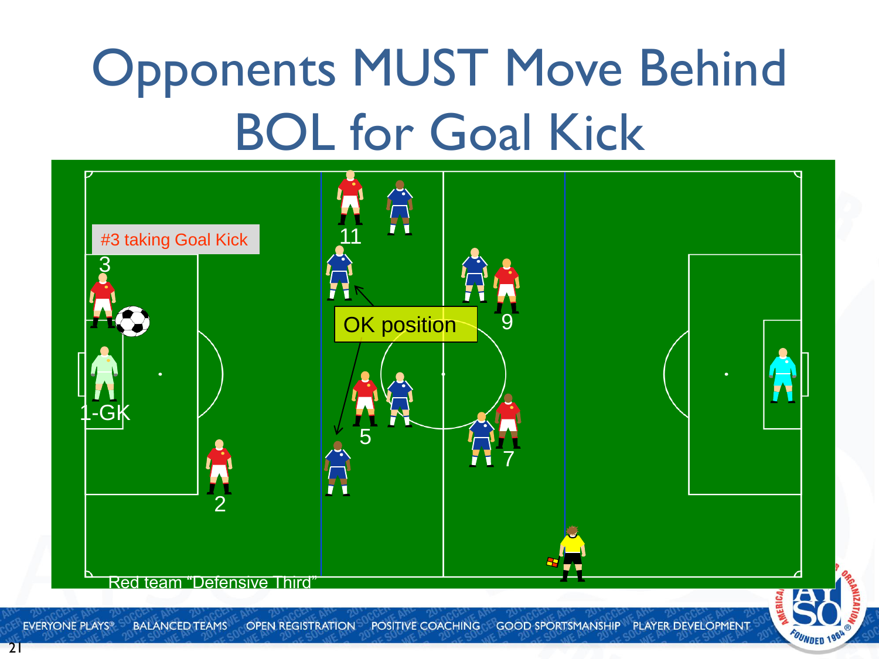# Opponents MUST Move Behind BOL for Goal Kick

#3 taking Goal Kick

3

1-GK

2

11

OK position

5

9

7

Red team "Defensive Third"

EVERYONE PLAYS® BALANCED TEAMS OPEN REGISTRATION POSITIVE COACHING GOOD SPORTSMANSHIP PLAYER DEVELOPMENT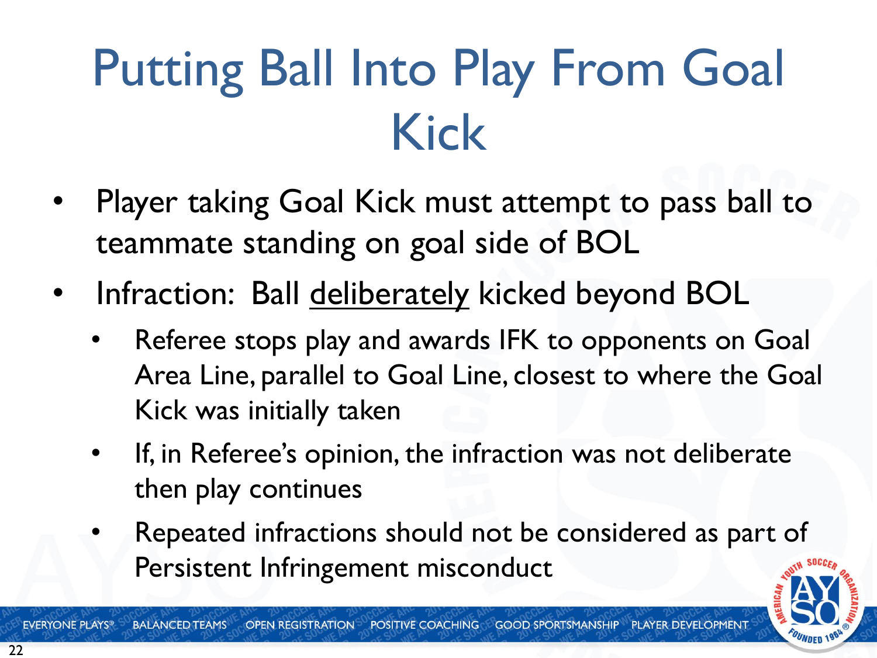# Putting Ball Into Play From Goal Kick

- Player taking Goal Kick must attempt to pass ball to teammate standing on goal side of BOL
- Infraction: Ball <u>deliberately</u> kicked beyond BOL
  - Referee stops play and awards IFK to opponents on Goal Area Line, parallel to Goal Line, closest to where the Goal Kick was initially taken
  - If, in Referee's opinion, the infraction was not deliberate then play continues
  - Repeated infractions should not be considered as part of Persistent Infringement misconduct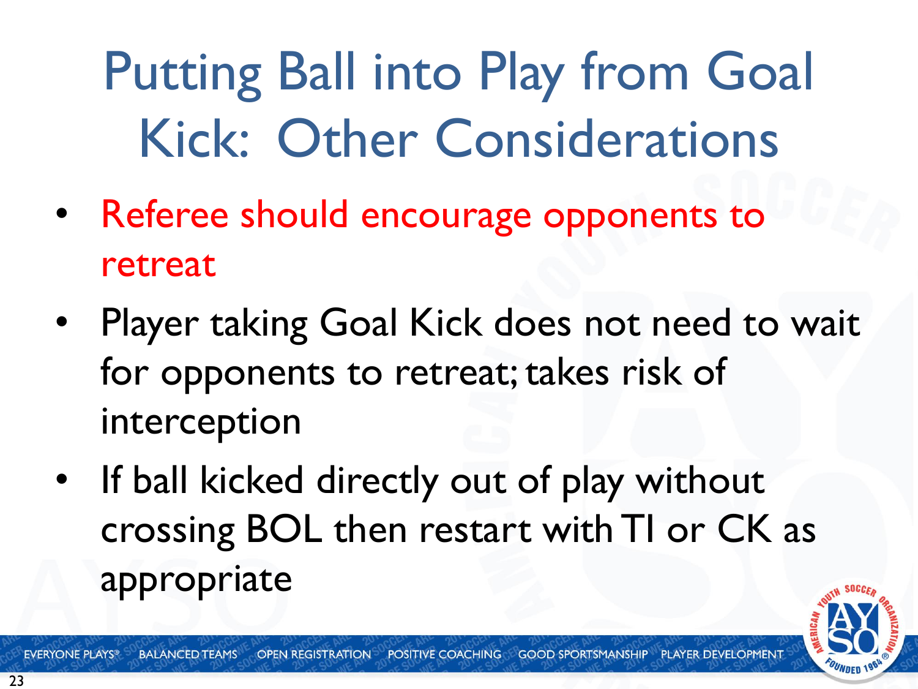# Putting Ball into Play from Goal Kick: Other Considerations

- Referee should encourage opponents to retreat
- Player taking Goal Kick does not need to wait for opponents to retreat; takes risk of interception
- If ball kicked directly out of play without crossing BOL then restart with TI or CK as appropriate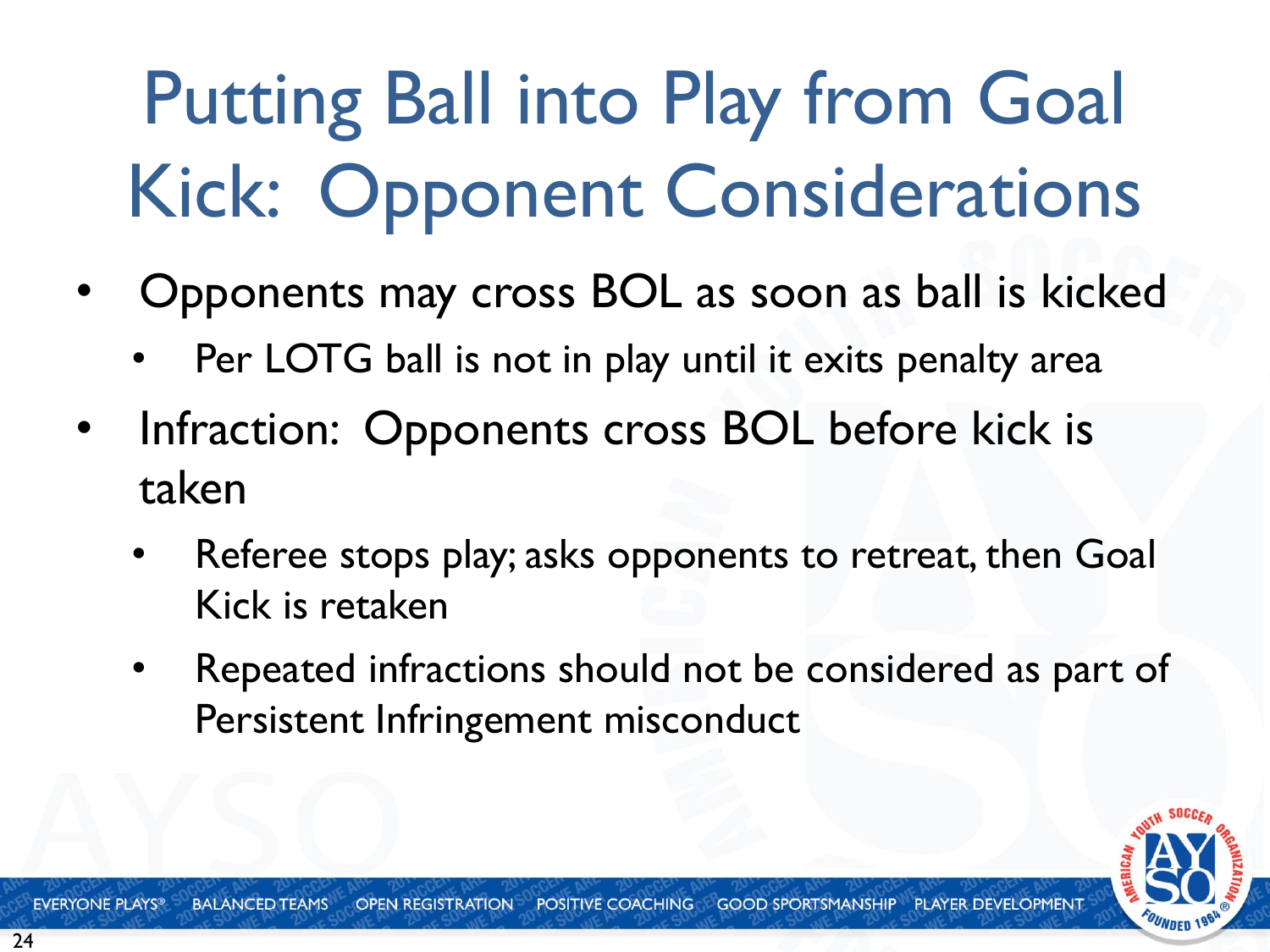# Putting Ball into Play from Goal Kick: Opponent Considerations

- Opponents may cross BOL as soon as ball is kicked
  - Per LOTG ball is not in play until it exits penalty area
- Infraction: Opponents cross BOL before kick is taken
  - Referee stops play; asks opponents to retreat, then Goal Kick is retaken
  - Repeated infractions should not be considered as part of Persistent Infringement misconduct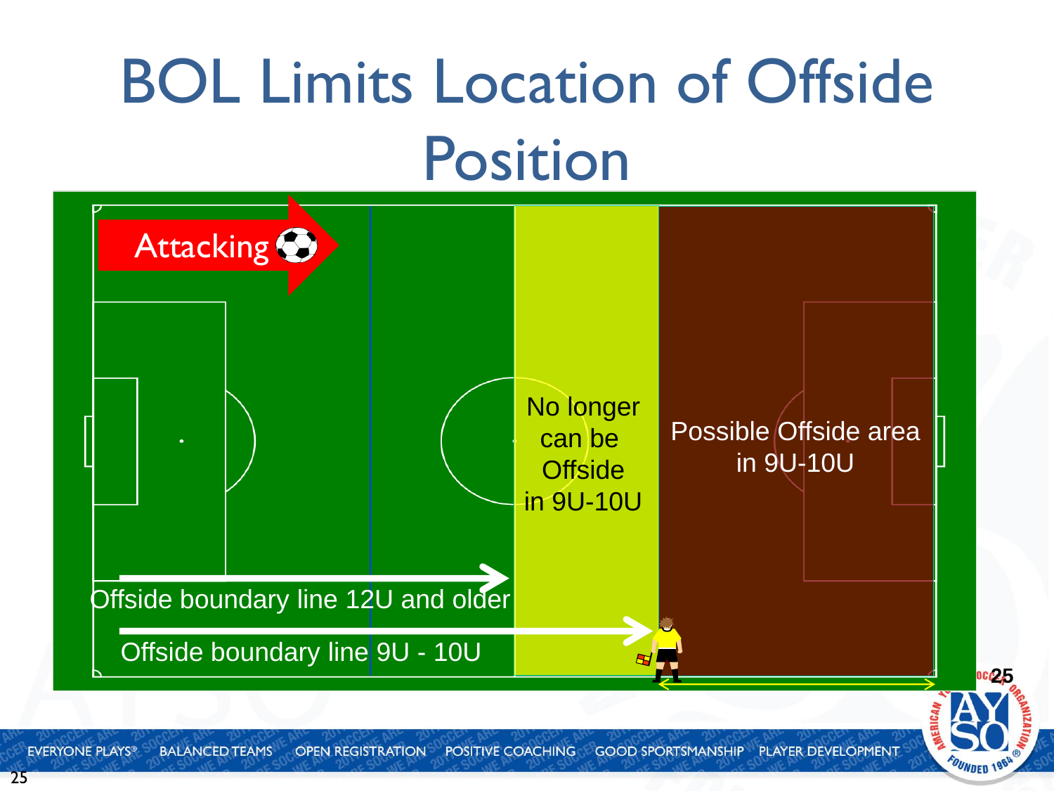# BOL Limits Location of Offside Position

Attacking

No longer can be Offside in 9U-10U

Possible Offside area in 9U-10U

Offside boundary line 12U and older

Offside boundary line 9U - 10U

EVERYONE PLAYS® BALANCED TEAMS OPEN REGISTRATION POSITIVE COACHING GOOD SPORTSMANSHIP PLAYER DEVELOPMENT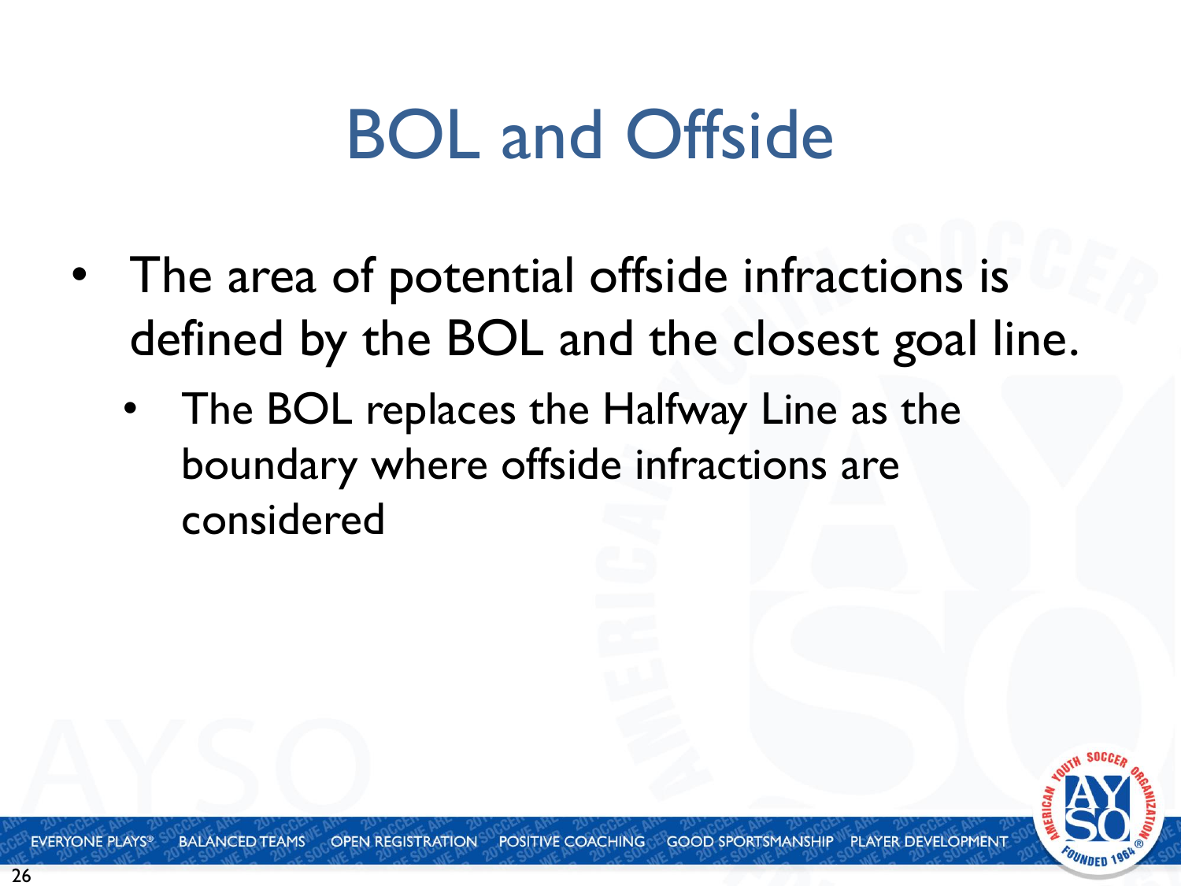# BOL and Offside

- The area of potential offside infractions is defined by the BOL and the closest goal line.
  - The BOL replaces the Halfway Line as the boundary where offside infractions are considered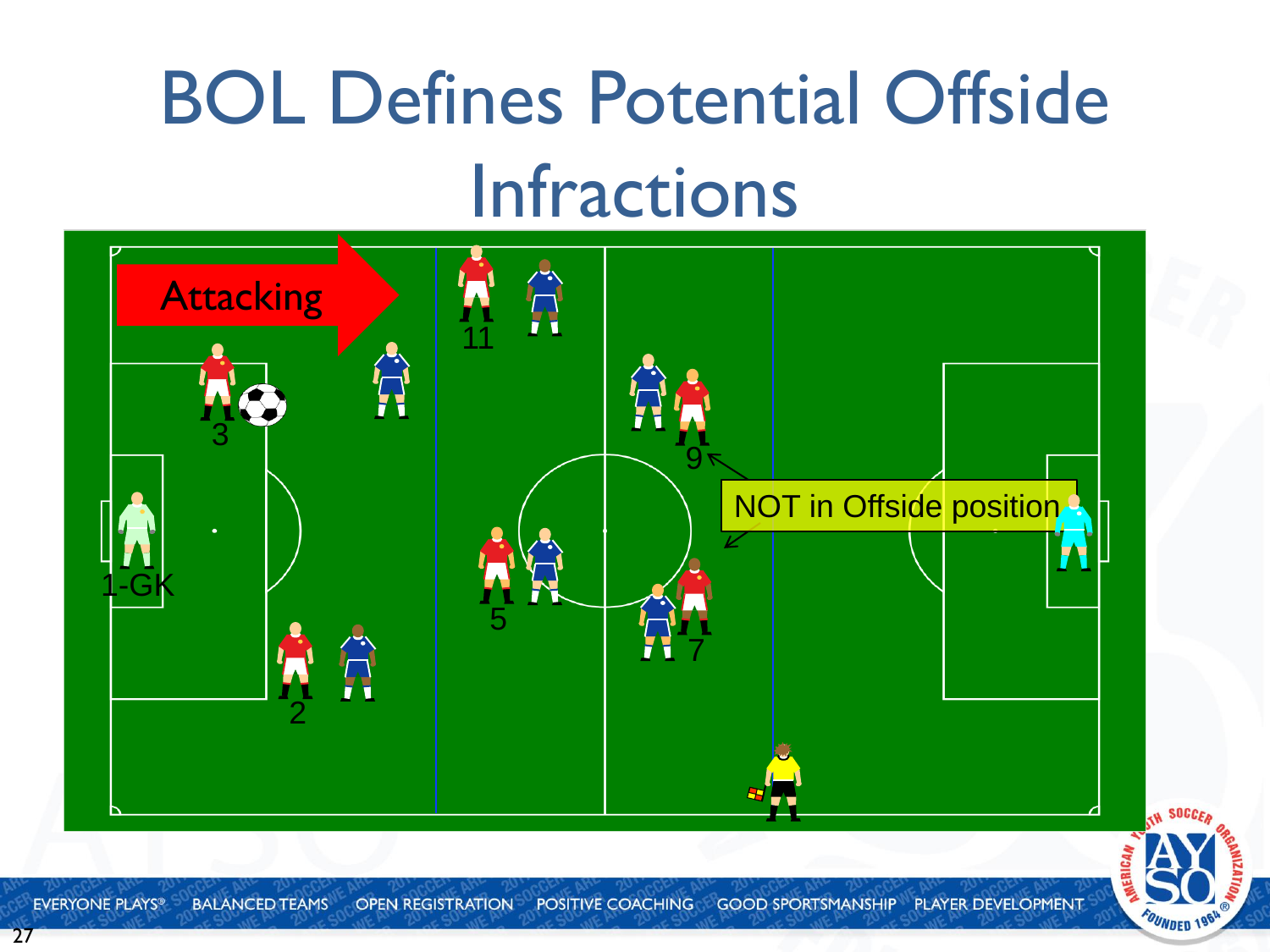# BOL Defines Potential Offside Infractions

Attacking

11

3

9

NOT in Offside position

1-GK

5

7

2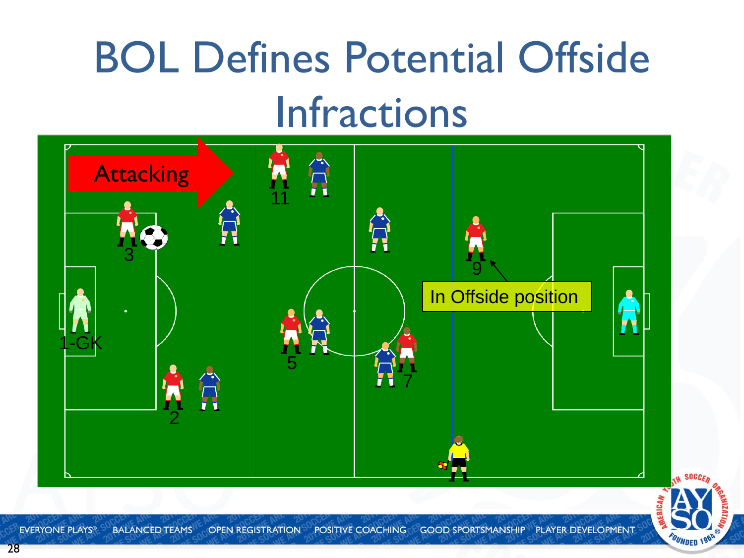# BOL Defines Potential Offside Infractions

Attacking

11

3

9

In Offside position

1-GK

5

7

2

EVERYONE PLAYS® BALANCED TEAMS OPEN REGISTRATION POSITIVE COACHING GOOD SPORTSMANSHIP PLAYER DEVELOPMENT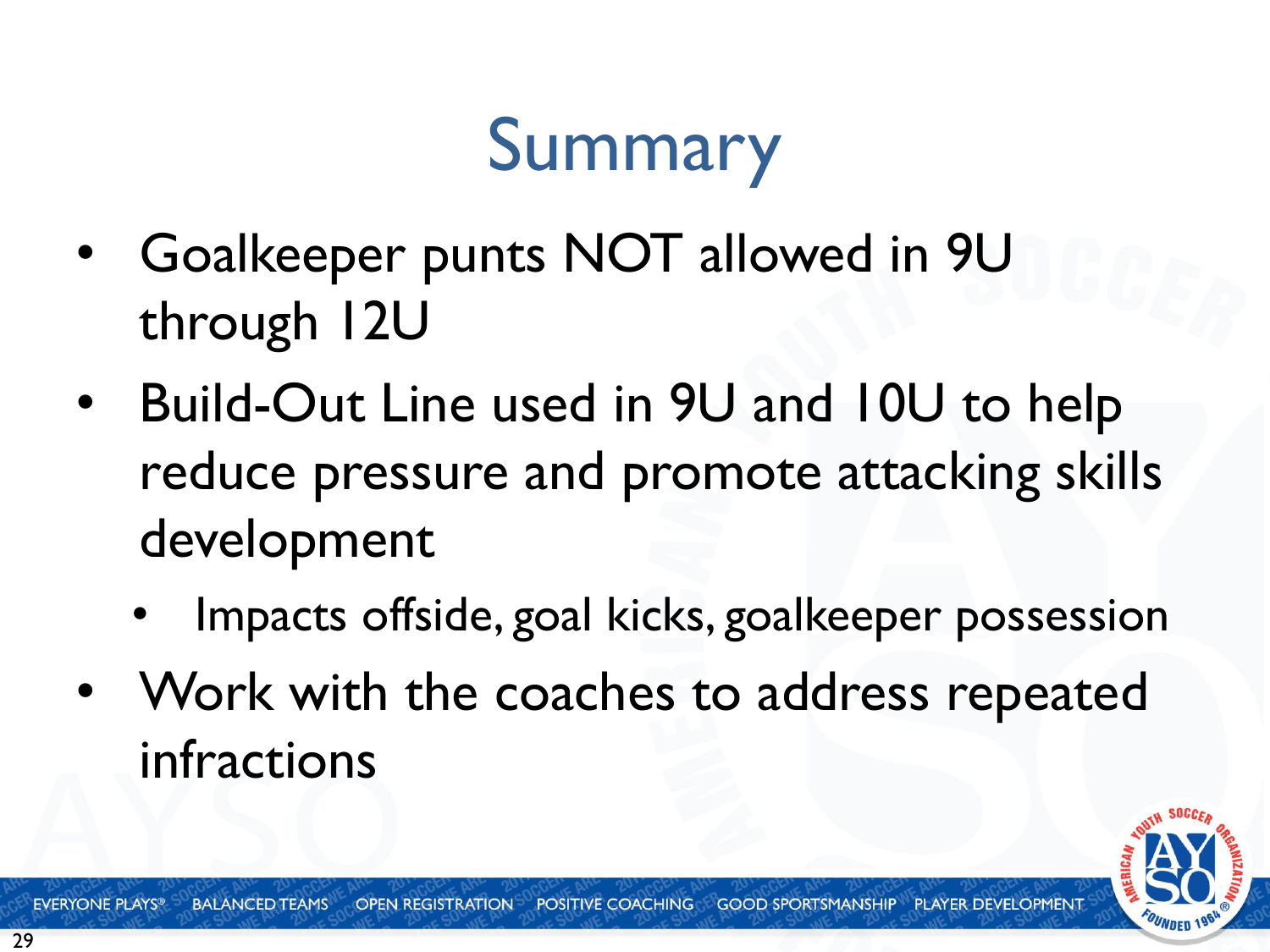# Summary

- Goalkeeper punts NOT allowed in 9U through 12U
- Build-Out Line used in 9U and 10U to help reduce pressure and promote attacking skills development
  - Impacts offside, goal kicks, goalkeeper possession
- Work with the coaches to address repeated infractions

EVERYONE PLAYS® BALANCED TEAMS OPEN REGISTRATION POSITIVE COACHING GOOD SPORTSMANSHIP PLAYER DEVELOPMENT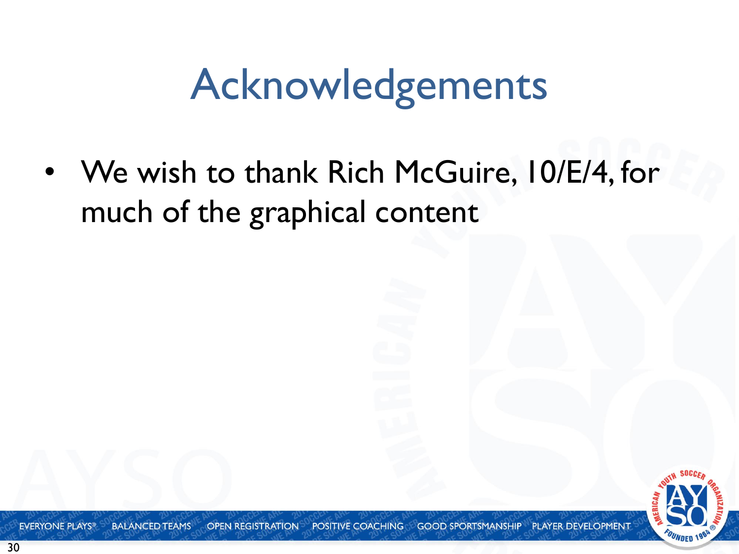# Acknowledgements

- We wish to thank Rich McGuire, 10/E/4, for much of the graphical content